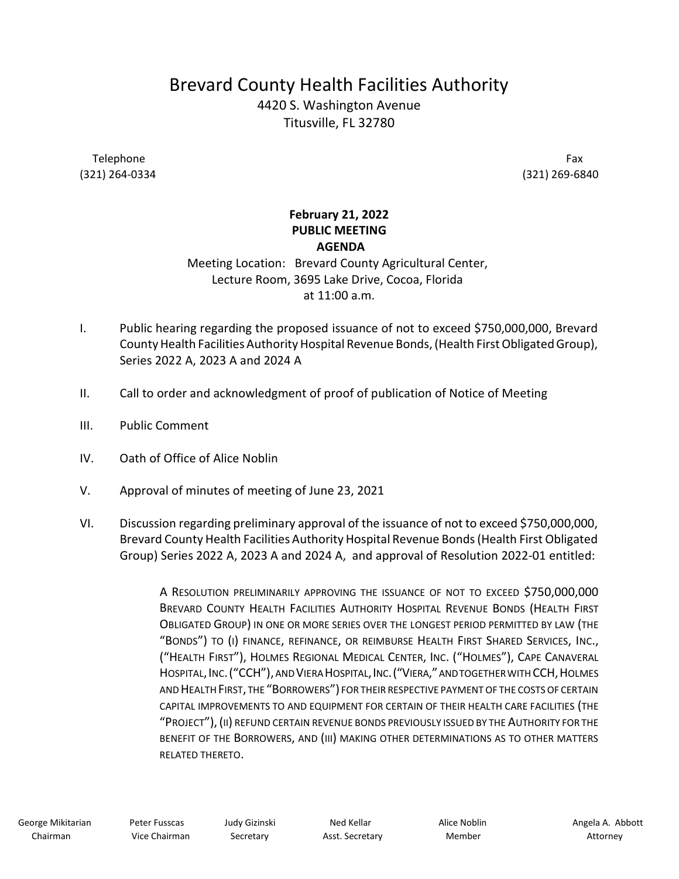# Brevard County Health Facilities Authority

4420 S. Washington Avenue
Titusville, FL 32780

Telephone
(321) 264-0334

Fax
(321) 269-6840

**February 21, 2022**
**PUBLIC MEETING**
**AGENDA**

Meeting Location: Brevard County Agricultural Center, Lecture Room, 3695 Lake Drive, Cocoa, Florida at 11:00 a.m.

I. Public hearing regarding the proposed issuance of not to exceed $750,000,000, Brevard County Health Facilities Authority Hospital Revenue Bonds, (Health First Obligated Group), Series 2022 A, 2023 A and 2024 A

II. Call to order and acknowledgment of proof of publication of Notice of Meeting

III. Public Comment

IV. Oath of Office of Alice Noblin

V. Approval of minutes of meeting of June 23, 2021

VI. Discussion regarding preliminary approval of the issuance of not to exceed $750,000,000, Brevard County Health Facilities Authority Hospital Revenue Bonds (Health First Obligated Group) Series 2022 A, 2023 A and 2024 A, and approval of Resolution 2022-01 entitled:

> A RESOLUTION PRELIMINARILY APPROVING THE ISSUANCE OF NOT TO EXCEED $750,000,000 BREVARD COUNTY HEALTH FACILITIES AUTHORITY HOSPITAL REVENUE BONDS (HEALTH FIRST OBLIGATED GROUP) IN ONE OR MORE SERIES OVER THE LONGEST PERIOD PERMITTED BY LAW (THE "BONDS") TO (I) FINANCE, REFINANCE, OR REIMBURSE HEALTH FIRST SHARED SERVICES, INC., ("HEALTH FIRST"), HOLMES REGIONAL MEDICAL CENTER, INC. ("HOLMES"), CAPE CANAVERAL HOSPITAL, INC. ("CCH"), AND VIERA HOSPITAL, INC. ("VIERA," AND TOGETHER WITH CCH, HOLMES AND HEALTH FIRST, THE "BORROWERS") FOR THEIR RESPECTIVE PAYMENT OF THE COSTS OF CERTAIN CAPITAL IMPROVEMENTS TO AND EQUIPMENT FOR CERTAIN OF THEIR HEALTH CARE FACILITIES (THE "PROJECT"), (II) REFUND CERTAIN REVENUE BONDS PREVIOUSLY ISSUED BY THE AUTHORITY FOR THE BENEFIT OF THE BORROWERS, AND (III) MAKING OTHER DETERMINATIONS AS TO OTHER MATTERS RELATED THERETO.

| George Mikitarian | Peter Fusscas | Judy Gizinski | Ned Kellar | Alice Noblin | Angela A. Abbott |
|---|---|---|---|---|---|
| Chairman | Vice Chairman | Secretary | Asst. Secretary | Member | Attorney |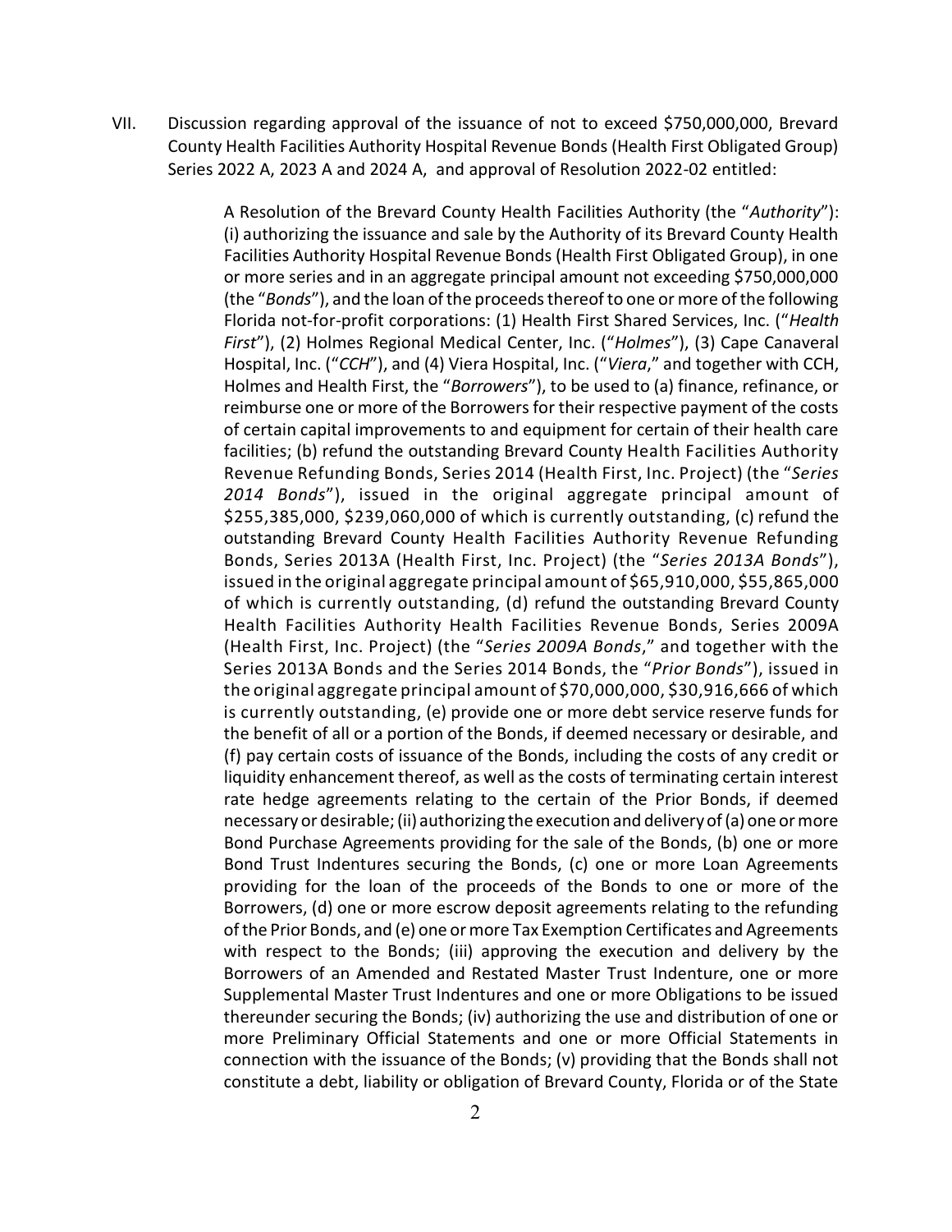VII. Discussion regarding approval of the issuance of not to exceed $750,000,000, Brevard County Health Facilities Authority Hospital Revenue Bonds (Health First Obligated Group) Series 2022 A, 2023 A and 2024 A, and approval of Resolution 2022-02 entitled:

> A Resolution of the Brevard County Health Facilities Authority (the "*Authority*"): (i) authorizing the issuance and sale by the Authority of its Brevard County Health Facilities Authority Hospital Revenue Bonds (Health First Obligated Group), in one or more series and in an aggregate principal amount not exceeding $750,000,000 (the "*Bonds*"), and the loan of the proceeds thereof to one or more of the following Florida not-for-profit corporations: (1) Health First Shared Services, Inc. ("*Health First*"), (2) Holmes Regional Medical Center, Inc. ("*Holmes*"), (3) Cape Canaveral Hospital, Inc. ("*CCH*"), and (4) Viera Hospital, Inc. ("*Viera*," and together with CCH, Holmes and Health First, the "*Borrowers*"), to be used to (a) finance, refinance, or reimburse one or more of the Borrowers for their respective payment of the costs of certain capital improvements to and equipment for certain of their health care facilities; (b) refund the outstanding Brevard County Health Facilities Authority Revenue Refunding Bonds, Series 2014 (Health First, Inc. Project) (the "*Series 2014 Bonds*"), issued in the original aggregate principal amount of $255,385,000, $239,060,000 of which is currently outstanding, (c) refund the outstanding Brevard County Health Facilities Authority Revenue Refunding Bonds, Series 2013A (Health First, Inc. Project) (the "*Series 2013A Bonds*"), issued in the original aggregate principal amount of $65,910,000, $55,865,000 of which is currently outstanding, (d) refund the outstanding Brevard County Health Facilities Authority Health Facilities Revenue Bonds, Series 2009A (Health First, Inc. Project) (the "*Series 2009A Bonds*," and together with the Series 2013A Bonds and the Series 2014 Bonds, the "*Prior Bonds*"), issued in the original aggregate principal amount of $70,000,000, $30,916,666 of which is currently outstanding, (e) provide one or more debt service reserve funds for the benefit of all or a portion of the Bonds, if deemed necessary or desirable, and (f) pay certain costs of issuance of the Bonds, including the costs of any credit or liquidity enhancement thereof, as well as the costs of terminating certain interest rate hedge agreements relating to the certain of the Prior Bonds, if deemed necessary or desirable; (ii) authorizing the execution and delivery of (a) one or more Bond Purchase Agreements providing for the sale of the Bonds, (b) one or more Bond Trust Indentures securing the Bonds, (c) one or more Loan Agreements providing for the loan of the proceeds of the Bonds to one or more of the Borrowers, (d) one or more escrow deposit agreements relating to the refunding of the Prior Bonds, and (e) one or more Tax Exemption Certificates and Agreements with respect to the Bonds; (iii) approving the execution and delivery by the Borrowers of an Amended and Restated Master Trust Indenture, one or more Supplemental Master Trust Indentures and one or more Obligations to be issued thereunder securing the Bonds; (iv) authorizing the use and distribution of one or more Preliminary Official Statements and one or more Official Statements in connection with the issuance of the Bonds; (v) providing that the Bonds shall not constitute a debt, liability or obligation of Brevard County, Florida or of the State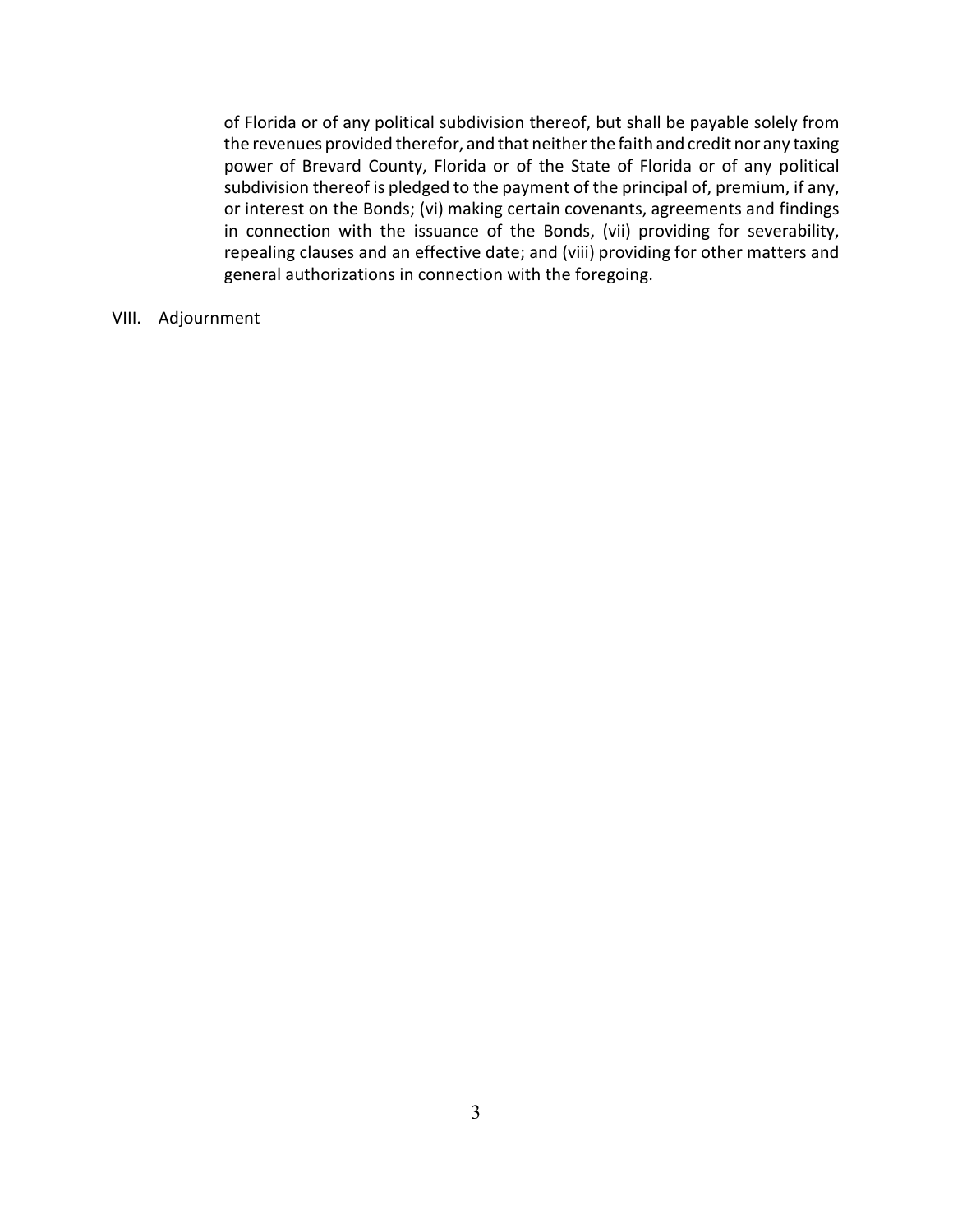of Florida or of any political subdivision thereof, but shall be payable solely from the revenues provided therefor, and that neither the faith and credit nor any taxing power of Brevard County, Florida or of the State of Florida or of any political subdivision thereof is pledged to the payment of the principal of, premium, if any, or interest on the Bonds; (vi) making certain covenants, agreements and findings in connection with the issuance of the Bonds, (vii) providing for severability, repealing clauses and an effective date; and (viii) providing for other matters and general authorizations in connection with the foregoing.

VIII. Adjournment